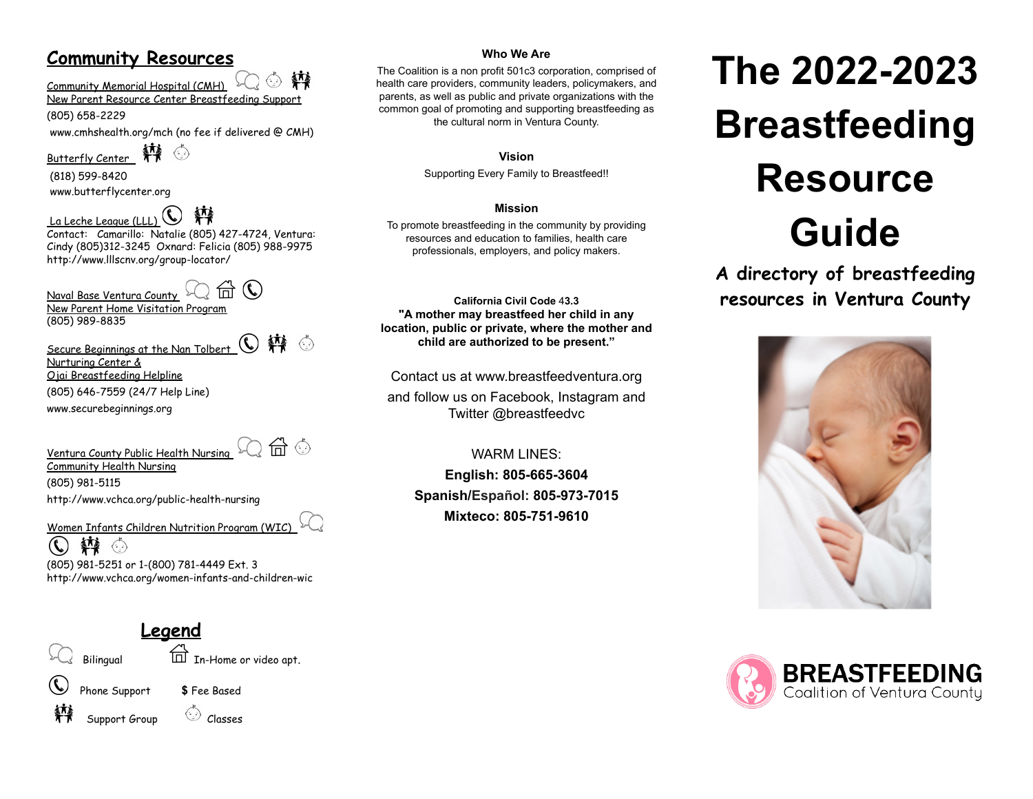## Community Resources

Community Memorial Hospital (CMH)
New Parent Resource Center Breastfeeding Support
(805) 658-2229
www.cmhshealth.org/mch (no fee if delivered @ CMH)

Butterfly Center
(818) 599-8420
www.butterflycenter.org

La Leche League (LLL)
Contact: Camarillo: Natalie (805) 427-4724, Ventura: Cindy (805)312-3245 Oxnard: Felicia (805) 988-9975
http://www.lllscnv.org/group-locator/

Naval Base Ventura County
New Parent Home Visitation Program
(805) 989-8835

Secure Beginnings at the Nan Tolbert Nurturing Center &
Ojai Breastfeeding Helpline
(805) 646-7559 (24/7 Help Line)
www.securebeginnings.org

Ventura County Public Health Nursing
Community Health Nursing
(805) 981-5115
http://www.vchca.org/public-health-nursing

Women Infants Children Nutrition Program (WIC)
(805) 981-5251 or 1-(800) 781-4449 Ext. 3
http://www.vchca.org/women-infants-and-children-wic

## Legend

Bilingual
In-Home or video apt.
Phone Support
$ Fee Based
Support Group
Classes

### Who We Are

The Coalition is a non profit 501c3 corporation, comprised of health care providers, community leaders, policymakers, and parents, as well as public and private organizations with the common goal of promoting and supporting breastfeeding as the cultural norm in Ventura County.

### Vision

Supporting Every Family to Breastfeed!!

### Mission

To promote breastfeeding in the community by providing resources and education to families, health care professionals, employers, and policy makers.

**California Civil Code 43.3**
**"A mother may breastfeed her child in any location, public or private, where the mother and child are authorized to be present."**

Contact us at www.breastfeedventura.org
and follow us on Facebook, Instagram and Twitter @breastfeedvc

WARM LINES:
**English: 805-665-3604**
**Spanish/Español: 805-973-7015**
**Mixteco: 805-751-9610**

# The 2022-2023 Breastfeeding Resource Guide

***A directory of breastfeeding resources in Ventura County***

**BREASTFEEDING** Coalition of Ventura County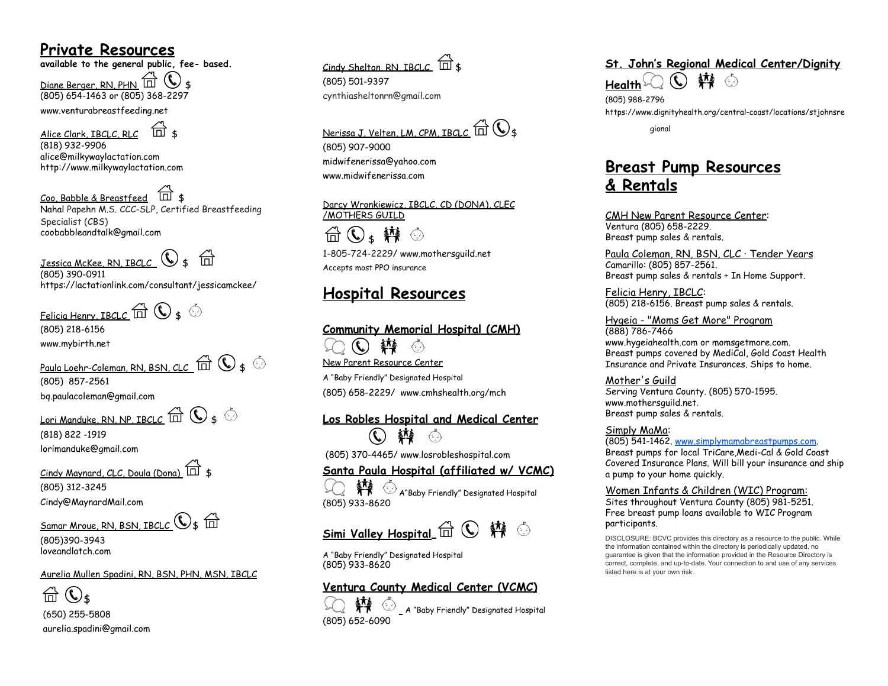## Private Resources

**available to the general public, fee- based.**

Diane Berger, RN, PHN $
(805) 654-1463 or (805) 368-2297
www.venturabreastfeeding.net

Alice Clark, IBCLC, RLC $
(818) 932-9906
alice@milkywaylactation.com
http://www.milkywaylactation.com

Coo, Babble & Breastfeed $
Nahal Papehn M.S. CCC-SLP, Certified Breastfeeding Specialist (CBS)
coobabbleandtalk@gmail.com

Jessica McKee, RN, IBCLC $
(805) 390-0911
https://lactationlink.com/consultant/jessicamckee/

Felicia Henry, IBCLC $
(805) 218-6156
www.mybirth.net

Paula Loehr-Coleman, RN, BSN, CLC $
(805) 857-2561
bq.paulacoleman@gmail.com

Lori Manduke, RN, NP, IBCLC $
(818) 822 -1919
lorimanduke@gmail.com

Cindy Maynard, CLC, Doula (Dona) $
(805) 312-3245
Cindy@MaynardMail.com

Samar Mroue, RN, BSN, IBCLC $
(805)390-3943
loveandlatch.com

Aurelia Mullen Spadini, RN, BSN, PHN, MSN, IBCLC
$
(650) 255-5808
aurelia.spadini@gmail.com

Cindy Shelton, RN, IBCLC $
(805) 501-9397
cynthiasheltonrn@gmail.com

Nerissa J. Velten, LM, CPM, IBCLC $
(805) 907-9000
midwifenerissa@yahoo.com
www.midwifenerissa.com

Darcy Wronkiewicz, IBCLC, CD (DONA), CLEC /MOTHERS GUILD
$
1-805-724-2229/ www.mothersguild.net
Accepts most PPO insurance

## Hospital Resources

**Community Memorial Hospital (CMH)**

New Parent Resource Center
*A "Baby Friendly" Designated Hospital*
(805) 658-2229/ www.cmhshealth.org/mch

**Los Robles Hospital and Medical Center**

(805) 370-4465/ www.losrobleshospital.com

**Santa Paula Hospital (affiliated w/ VCMC)**

A"Baby Friendly" Designated Hospital
(805) 933-8620

**Simi Valley Hospital**

*A "Baby Friendly" Designated Hospital*
(805) 933-8620

**Ventura County Medical Center (VCMC)**

A "Baby Friendly" Designated Hospital
(805) 652-6090

**St. John's Regional Medical Center/Dignity Health**

(805) 988-2796
https://www.dignityhealth.org/central-coast/locations/stjohnsregional

## Breast Pump Resources & Rentals

CMH New Parent Resource Center:
Ventura (805) 658-2229.
Breast pump sales & rentals.

Paula Coleman, RN, BSN, CLC · Tender Years
Camarillo: (805) 857-2561.
Breast pump sales & rentals + In Home Support.

Felicia Henry, IBCLC:
(805) 218-6156. Breast pump sales & rentals.

Hygeia - "Moms Get More" Program
(888) 786-7466
www.hygeiahealth.com or momsgetmore.com.
Breast pumps covered by MediCal, Gold Coast Health Insurance and Private Insurances. Ships to home.

Mother's Guild
Serving Ventura County. (805) 570-1595.
www.mothersguild.net.
Breast pump sales & rentals.

Simply MaMa:
(805) 541-1462. www.simplymamabreastpumps.com.
Breast pumps for local TriCare,Medi-Cal & Gold Coast Covered Insurance Plans. Will bill your insurance and ship a pump to your home quickly.

Women Infants & Children (WIC) Program:
Sites throughout Ventura County (805) 981-5251.
Free breast pump loans available to WIC Program participants.

DISCLOSURE: BCVC provides this directory as a resource to the public. While the information contained within the directory is periodically updated, no guarantee is given that the information provided in the Resource Directory is correct, complete, and up-to-date. Your connection to and use of any services listed here is at your own risk.